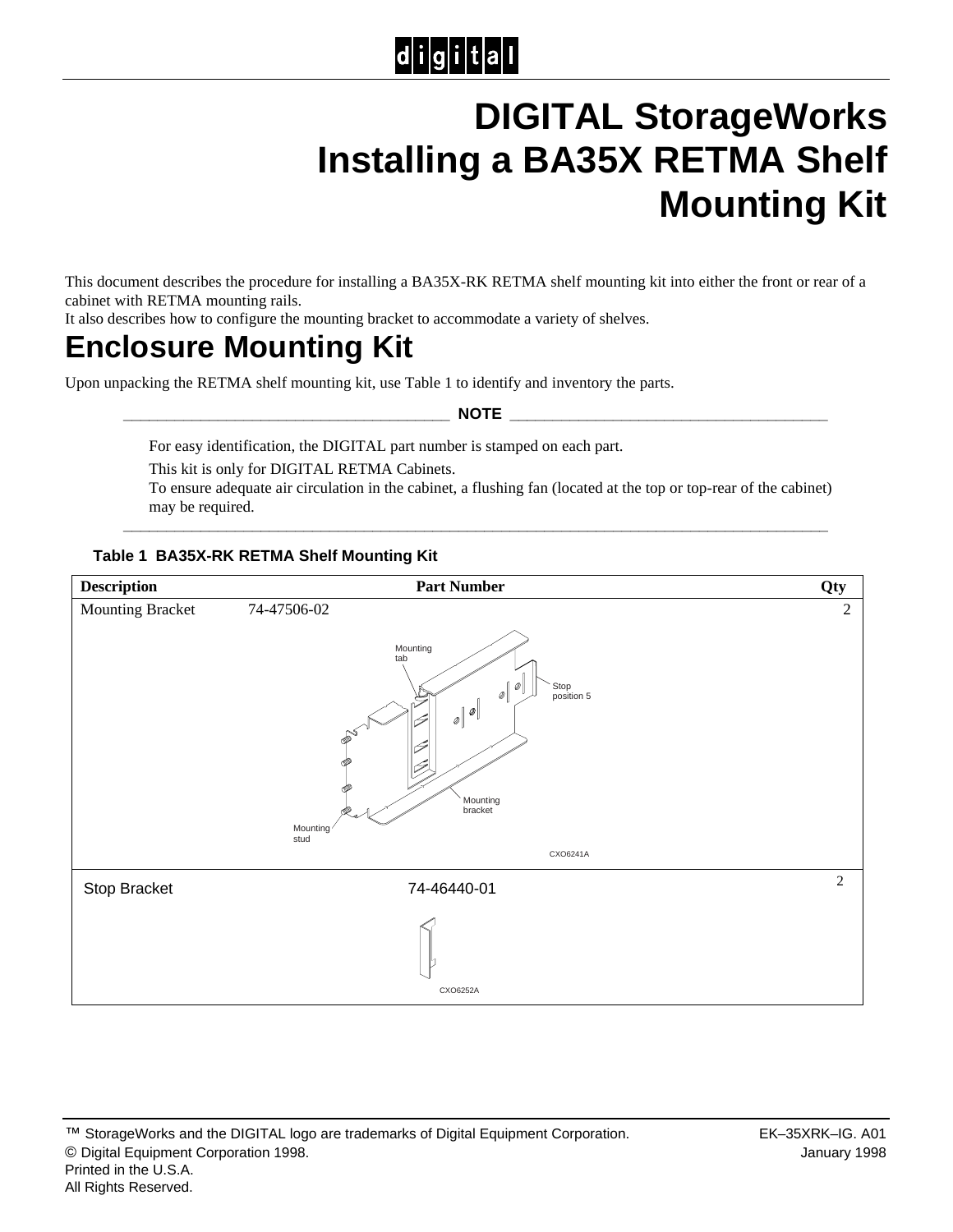# DIGITAL StorageWorks Installing a BA35X RETMA Shelf Mounting Kit

This document describes the procedure for installing a BA35X-RK RETMA shelf mounting kit into either the front or rear of a cabinet with RETMA mounting rails.
It also describes how to configure the mounting bracket to accommodate a variety of shelves.

## Enclosure Mounting Kit

Upon unpacking the RETMA shelf mounting kit, use Table 1 to identify and inventory the parts.

**NOTE**

For easy identification, the DIGITAL part number is stamped on each part.

This kit is only for DIGITAL RETMA Cabinets.
To ensure adequate air circulation in the cabinet, a flushing fan (located at the top or top-rear of the cabinet) may be required.

**Table 1 BA35X-RK RETMA Shelf Mounting Kit**

| Description | Part Number | Qty |
|---|---|---|
| Mounting Bracket | 74-47506-02 | 2 |
| Stop Bracket | 74-46440-01 | 2 |

™ StorageWorks and the DIGITAL logo are trademarks of Digital Equipment Corporation.
© Digital Equipment Corporation 1998.
Printed in the U.S.A.
All Rights Reserved.

EK–35XRK–IG. A01
January 1998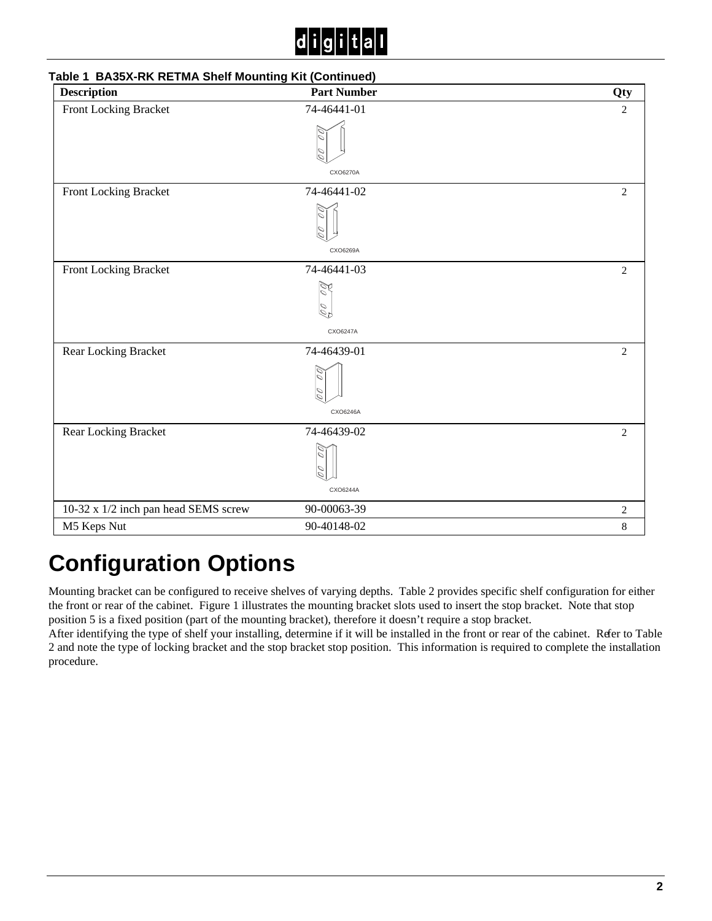**Table 1 BA35X-RK RETMA Shelf Mounting Kit (Continued)**

| Description | Part Number | Qty |
|---|---|---|
| Front Locking Bracket | 74-46441-01<br>CXO6270A | 2 |
| Front Locking Bracket | 74-46441-02<br>CXO6269A | 2 |
| Front Locking Bracket | 74-46441-03<br>CXO6247A | 2 |
| Rear Locking Bracket | 74-46439-01<br>CXO6246A | 2 |
| Rear Locking Bracket | 74-46439-02<br>CXO6244A | 2 |
| 10-32 x 1/2 inch pan head SEMS screw | 90-00063-39 | 2 |
| M5 Keps Nut | 90-40148-02 | 8 |

# Configuration Options

Mounting bracket can be configured to receive shelves of varying depths. Table 2 provides specific shelf configuration for either the front or rear of the cabinet. Figure 1 illustrates the mounting bracket slots used to insert the stop bracket. Note that stop position 5 is a fixed position (part of the mounting bracket), therefore it doesn't require a stop bracket.

After identifying the type of shelf your installing, determine if it will be installed in the front or rear of the cabinet. Refer to Table 2 and note the type of locking bracket and the stop bracket stop position. This information is required to complete the installation procedure.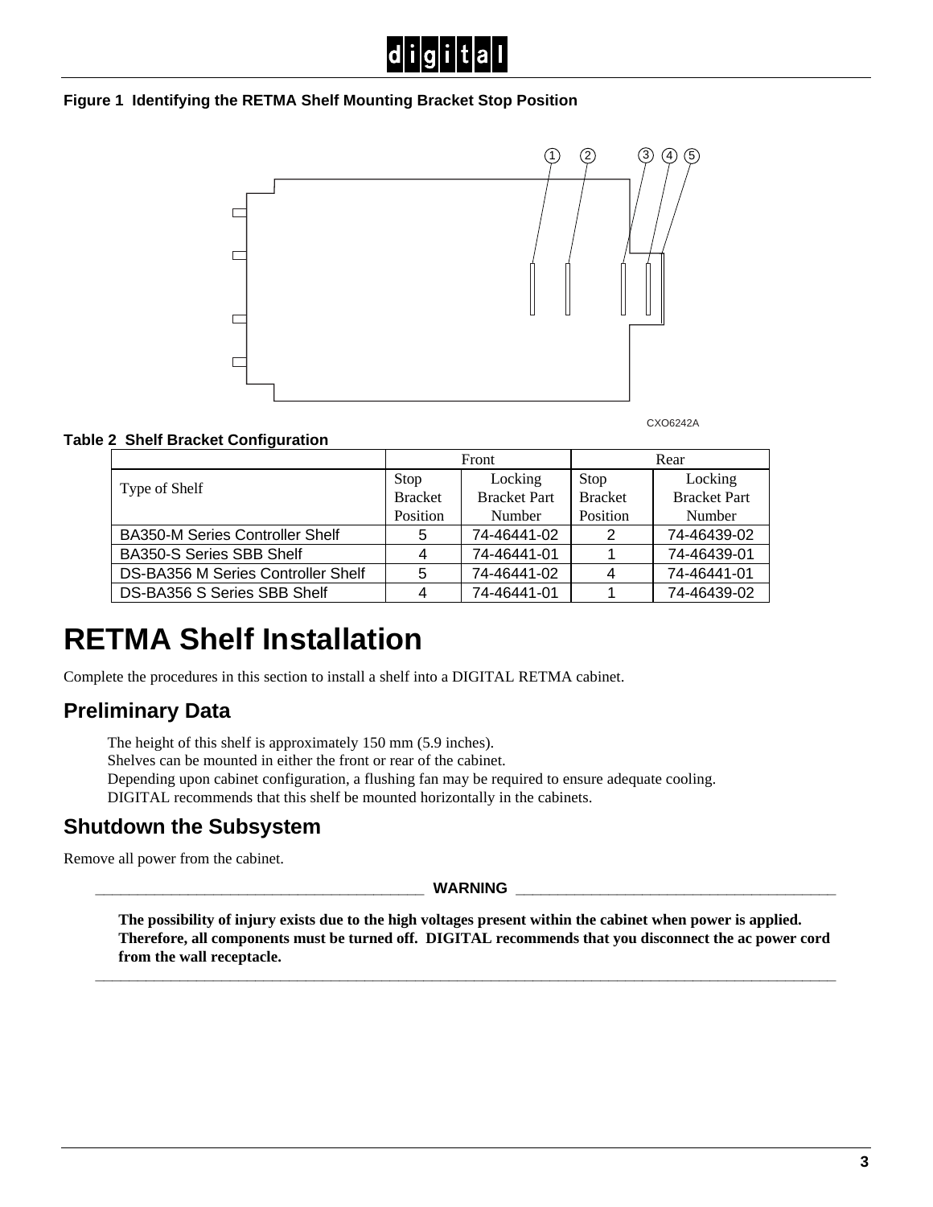**Figure 1 Identifying the RETMA Shelf Mounting Bracket Stop Position**

CXO6242A

**Table 2 Shelf Bracket Configuration**

| Type of Shelf | Front | | Rear | |
|---|---|---|---|---|
| | Stop Bracket Position | Locking Bracket Part Number | Stop Bracket Position | Locking Bracket Part Number |
| BA350-M Series Controller Shelf | 5 | 74-46441-02 | 2 | 74-46439-02 |
| BA350-S Series SBB Shelf | 4 | 74-46441-01 | 1 | 74-46439-01 |
| DS-BA356 M Series Controller Shelf | 5 | 74-46441-02 | 4 | 74-46441-01 |
| DS-BA356 S Series SBB Shelf | 4 | 74-46441-01 | 1 | 74-46439-02 |

# RETMA Shelf Installation

Complete the procedures in this section to install a shelf into a DIGITAL RETMA cabinet.

## Preliminary Data

The height of this shelf is approximately 150 mm (5.9 inches).
Shelves can be mounted in either the front or rear of the cabinet.
Depending upon cabinet configuration, a flushing fan may be required to ensure adequate cooling.
DIGITAL recommends that this shelf be mounted horizontally in the cabinets.

## Shutdown the Subsystem

Remove all power from the cabinet.

**WARNING**

**The possibility of injury exists due to the high voltages present within the cabinet when power is applied. Therefore, all components must be turned off. DIGITAL recommends that you disconnect the ac power cord from the wall receptacle.**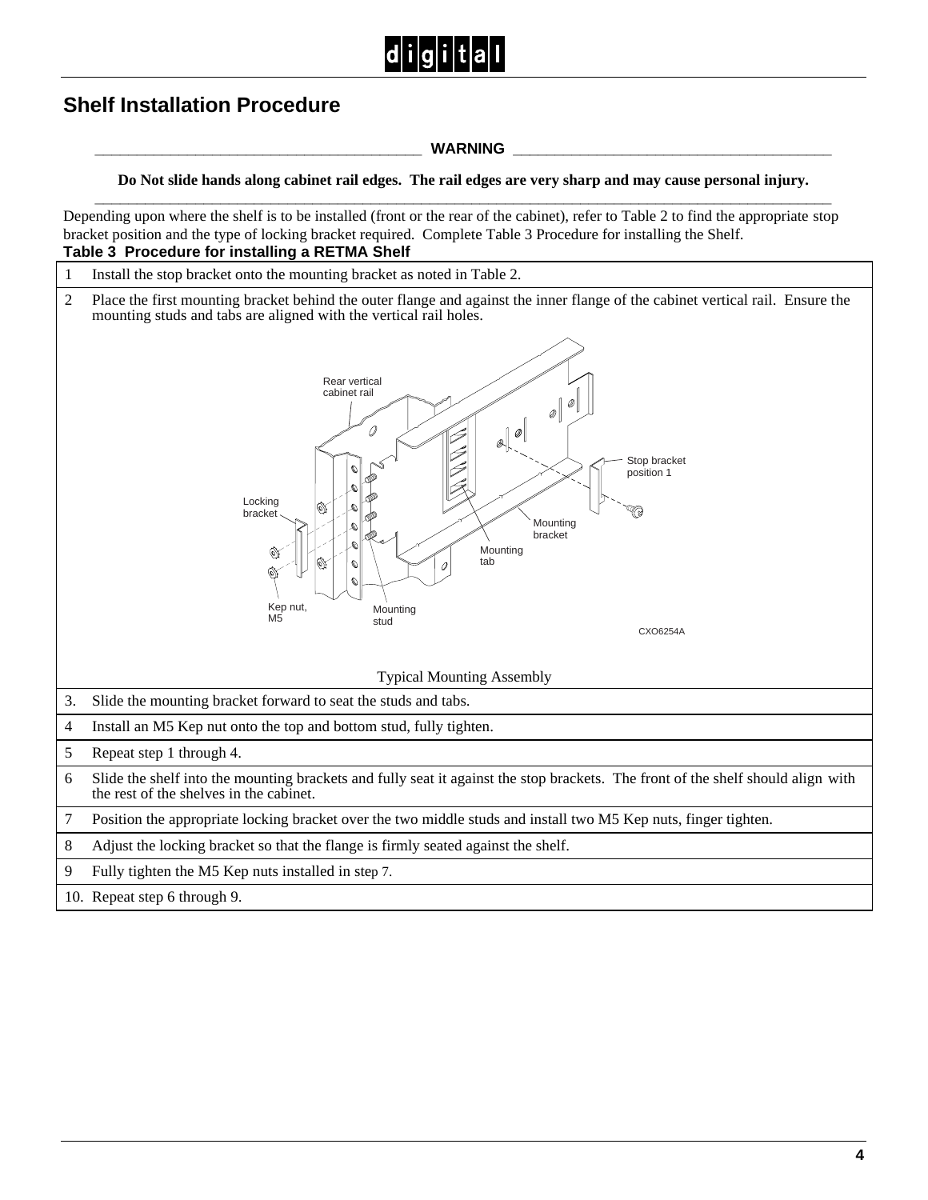## Shelf Installation Procedure

**WARNING**

**Do Not slide hands along cabinet rail edges. The rail edges are very sharp and may cause personal injury.**

Depending upon where the shelf is to be installed (front or the rear of the cabinet), refer to Table 2 to find the appropriate stop bracket position and the type of locking bracket required. Complete Table 3 Procedure for installing the Shelf.

**Table 3 Procedure for installing a RETMA Shelf**

| | |
|---|---|
| 1 | Install the stop bracket onto the mounting bracket as noted in Table 2. |
| 2 | Place the first mounting bracket behind the outer flange and against the inner flange of the cabinet vertical rail. Ensure the mounting studs and tabs are aligned with the vertical rail holes. |
| 3. | Slide the mounting bracket forward to seat the studs and tabs. |
| 4 | Install an M5 Kep nut onto the top and bottom stud, fully tighten. |
| 5 | Repeat step 1 through 4. |
| 6 | Slide the shelf into the mounting brackets and fully seat it against the stop brackets. The front of the shelf should align with the rest of the shelves in the cabinet. |
| 7 | Position the appropriate locking bracket over the two middle studs and install two M5 Kep nuts, finger tighten. |
| 8 | Adjust the locking bracket so that the flange is firmly seated against the shelf. |
| 9 | Fully tighten the M5 Kep nuts installed in step 7. |
| 10. | Repeat step 6 through 9. |

Rear vertical cabinet rail
Locking bracket
Kep nut, M5
Mounting stud
Mounting tab
Mounting bracket
Stop bracket position 1
CXO6254A

Typical Mounting Assembly